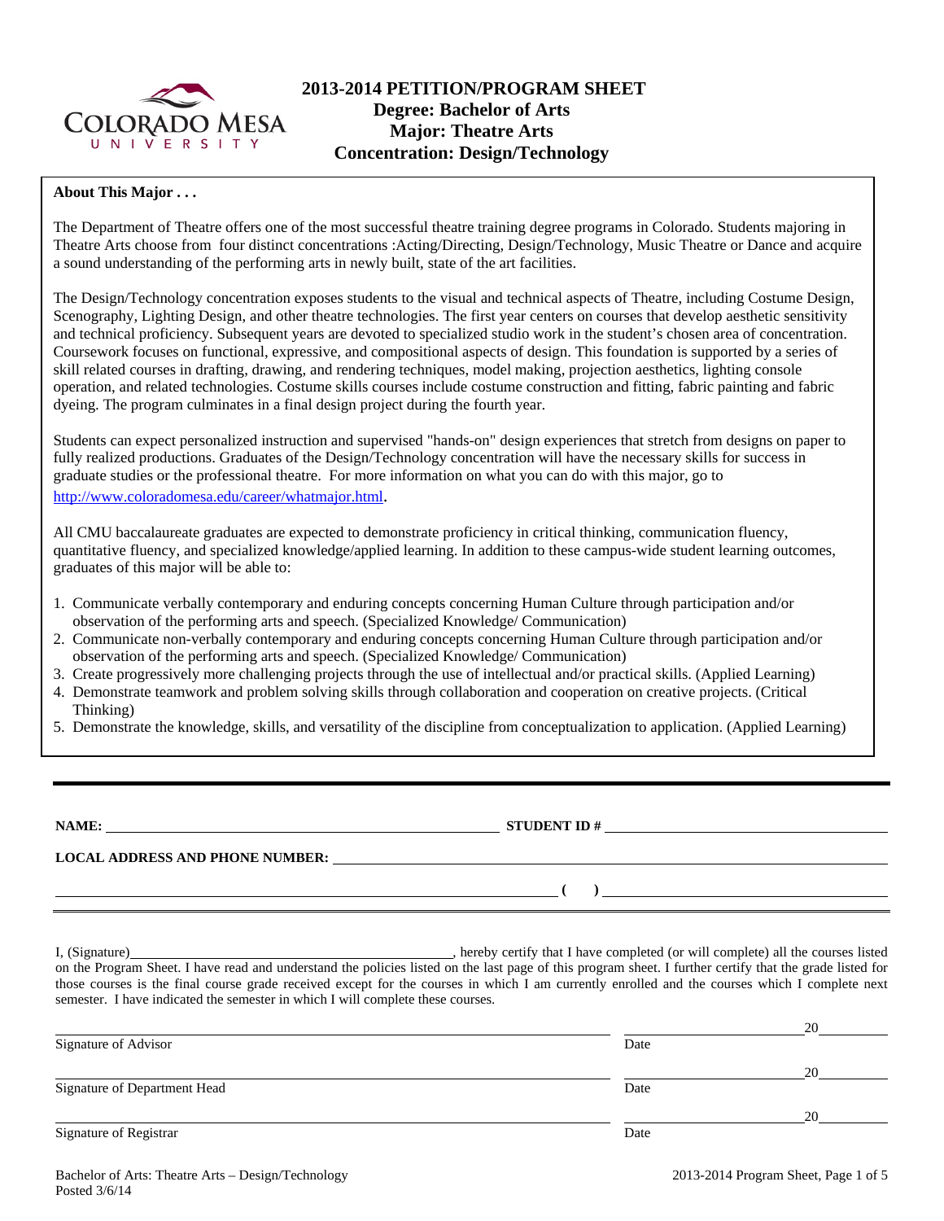# 2013-2014 PETITION/PROGRAM SHEET
## Degree: Bachelor of Arts
## Major: Theatre Arts
## Concentration: Design/Technology

**About This Major . . .**

The Department of Theatre offers one of the most successful theatre training degree programs in Colorado. Students majoring in Theatre Arts choose from four distinct concentrations :Acting/Directing, Design/Technology, Music Theatre or Dance and acquire a sound understanding of the performing arts in newly built, state of the art facilities.

The Design/Technology concentration exposes students to the visual and technical aspects of Theatre, including Costume Design, Scenography, Lighting Design, and other theatre technologies. The first year centers on courses that develop aesthetic sensitivity and technical proficiency. Subsequent years are devoted to specialized studio work in the student's chosen area of concentration. Coursework focuses on functional, expressive, and compositional aspects of design. This foundation is supported by a series of skill related courses in drafting, drawing, and rendering techniques, model making, projection aesthetics, lighting console operation, and related technologies. Costume skills courses include costume construction and fitting, fabric painting and fabric dyeing. The program culminates in a final design project during the fourth year.

Students can expect personalized instruction and supervised "hands-on" design experiences that stretch from designs on paper to fully realized productions. Graduates of the Design/Technology concentration will have the necessary skills for success in graduate studies or the professional theatre. For more information on what you can do with this major, go to http://www.coloradomesa.edu/career/whatmajor.html.

All CMU baccalaureate graduates are expected to demonstrate proficiency in critical thinking, communication fluency, quantitative fluency, and specialized knowledge/applied learning. In addition to these campus-wide student learning outcomes, graduates of this major will be able to:

1. Communicate verbally contemporary and enduring concepts concerning Human Culture through participation and/or observation of the performing arts and speech. (Specialized Knowledge/ Communication)
2. Communicate non-verbally contemporary and enduring concepts concerning Human Culture through participation and/or observation of the performing arts and speech. (Specialized Knowledge/ Communication)
3. Create progressively more challenging projects through the use of intellectual and/or practical skills. (Applied Learning)
4. Demonstrate teamwork and problem solving skills through collaboration and cooperation on creative projects. (Critical Thinking)
5. Demonstrate the knowledge, skills, and versatility of the discipline from conceptualization to application. (Applied Learning)

---

**NAME:** ______________________________ **STUDENT ID #** ______________________________

**LOCAL ADDRESS AND PHONE NUMBER:** ______________________________

______________________________ **(  )** ______________________________

I, (Signature)______________________________, hereby certify that I have completed (or will complete) all the courses listed on the Program Sheet. I have read and understand the policies listed on the last page of this program sheet. I further certify that the grade listed for those courses is the final course grade received except for the courses in which I am currently enrolled and the courses which I complete next semester. I have indicated the semester in which I will complete these courses.

______________________________ ____________20______
Signature of Advisor Date

______________________________ ____________20______
Signature of Department Head Date

______________________________ ____________20______
Signature of Registrar Date

Bachelor of Arts: Theatre Arts – Design/Technology
Posted 3/6/14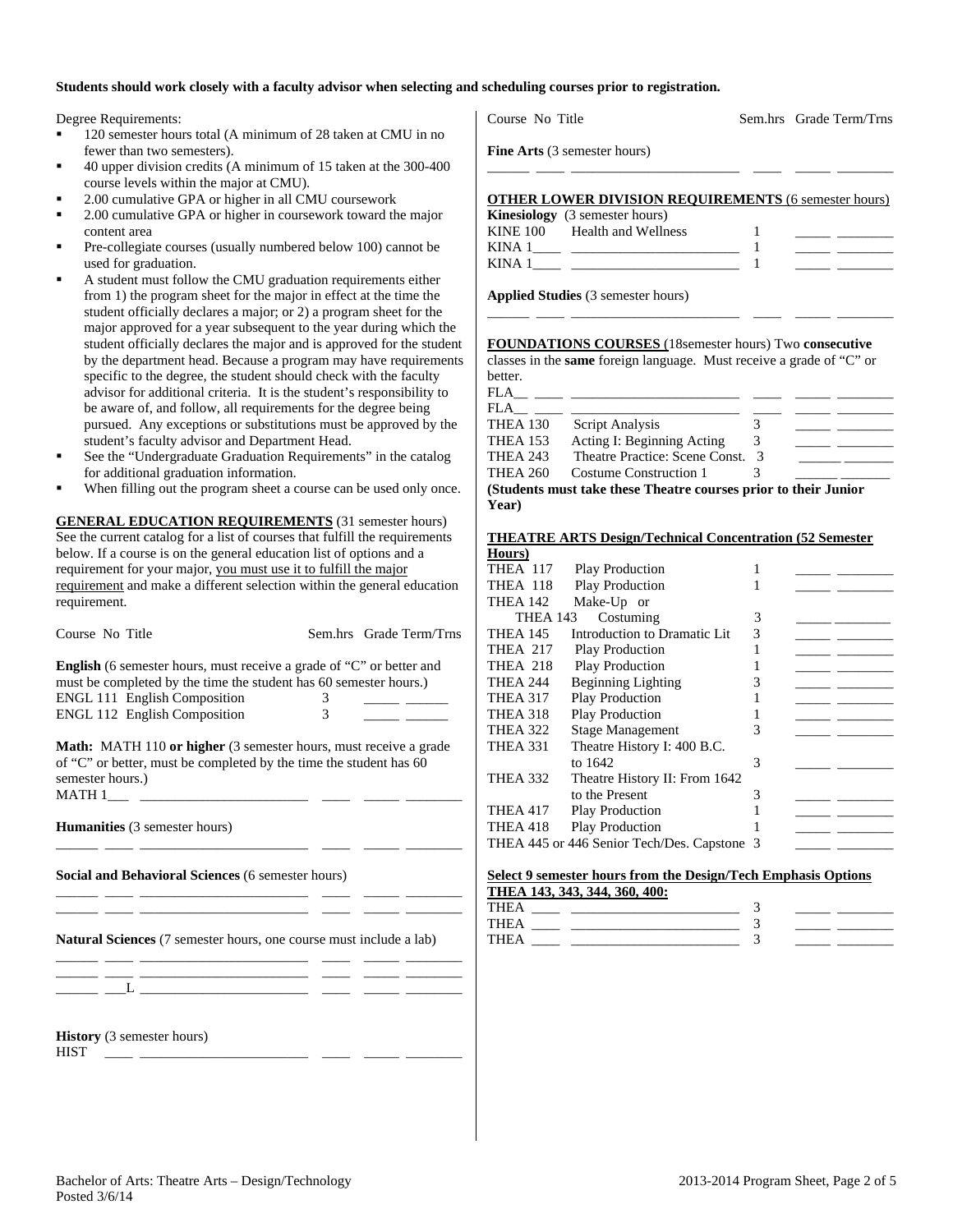**Students should work closely with a faculty advisor when selecting and scheduling courses prior to registration.**

Degree Requirements:

- 120 semester hours total (A minimum of 28 taken at CMU in no fewer than two semesters).
- 40 upper division credits (A minimum of 15 taken at the 300-400 course levels within the major at CMU).
- 2.00 cumulative GPA or higher in all CMU coursework
- 2.00 cumulative GPA or higher in coursework toward the major content area
- Pre-collegiate courses (usually numbered below 100) cannot be used for graduation.
- A student must follow the CMU graduation requirements either from 1) the program sheet for the major in effect at the time the student officially declares a major; or 2) a program sheet for the major approved for a year subsequent to the year during which the student officially declares the major and is approved for the student by the department head. Because a program may have requirements specific to the degree, the student should check with the faculty advisor for additional criteria. It is the student's responsibility to be aware of, and follow, all requirements for the degree being pursued. Any exceptions or substitutions must be approved by the student's faculty advisor and Department Head.
- See the "Undergraduate Graduation Requirements" in the catalog for additional graduation information.
- When filling out the program sheet a course can be used only once.

**GENERAL EDUCATION REQUIREMENTS** (31 semester hours) See the current catalog for a list of courses that fulfill the requirements below. If a course is on the general education list of options and a requirement for your major, you must use it to fulfill the major requirement and make a different selection within the general education requirement.

| Course No | Title | Sem.hrs | Grade | Term/Trns |
|---|---|---|---|---|

**English** (6 semester hours, must receive a grade of "C" or better and must be completed by the time the student has 60 semester hours.)

| Course No | Title | Sem.hrs | Grade | Term/Trns |
|---|---|---|---|---|
| ENGL 111 | English Composition | 3 | _____ | ______ |
| ENGL 112 | English Composition | 3 | _____ | ______ |

**Math:** MATH 110 **or higher** (3 semester hours, must receive a grade of "C" or better, must be completed by the time the student has 60 semester hours.)

| Course No | Title | Sem.hrs | Grade | Term/Trns |
|---|---|---|---|---|
| MATH 1___ | ________________________ | ____ | _____ | ________ |

**Humanities** (3 semester hours)

| Course No | Title | Sem.hrs | Grade | Term/Trns |
|---|---|---|---|---|
| ______ ____ | ________________________ | ____ | _____ | ________ |

**Social and Behavioral Sciences** (6 semester hours)

| Course No | Title | Sem.hrs | Grade | Term/Trns |
|---|---|---|---|---|
| ______ ____ | ________________________ | ____ | _____ | ________ |
| ______ ____ | ________________________ | ____ | _____ | ________ |

**Natural Sciences** (7 semester hours, one course must include a lab)

| Course No | Title | Sem.hrs | Grade | Term/Trns |
|---|---|---|---|---|
| ______ ____ | ________________________ | ____ | _____ | ________ |
| ______ ____ | ________________________ | ____ | _____ | ________ |
| ______ ___L | ________________________ | ____ | _____ | ________ |

**History** (3 semester hours)

| Course No | Title | Sem.hrs | Grade | Term/Trns |
|---|---|---|---|---|
| HIST ____ | ________________________ | ____ | _____ | ________ |

**Fine Arts** (3 semester hours)

| Course No | Title | Sem.hrs | Grade | Term/Trns |
|---|---|---|---|---|
| ______ ____ | ________________________ | ____ | _____ | ________ |

**OTHER LOWER DIVISION REQUIREMENTS** (6 semester hours)

**Kinesiology** (3 semester hours)

| Course No | Title | Sem.hrs | Grade | Term/Trns |
|---|---|---|---|---|
| KINE 100 | Health and Wellness | 1 | _____ | ________ |
| KINA 1____ | ________________________ | 1 | _____ | ________ |
| KINA 1____ | ________________________ | 1 | _____ | ________ |

**Applied Studies** (3 semester hours)

| Course No | Title | Sem.hrs | Grade | Term/Trns |
|---|---|---|---|---|
| ______ ____ | ________________________ | ____ | _____ | ________ |

**FOUNDATIONS COURSES** (18semester hours) Two **consecutive** classes in the **same** foreign language. Must receive a grade of "C" or better.

| Course No | Title | Sem.hrs | Grade | Term/Trns |
|---|---|---|---|---|
| FLA__ ____ | ________________________ | ____ | _____ | ________ |
| FLA__ ____ | ________________________ | ____ | _____ | ________ |
| THEA 130 | Script Analysis | 3 | _____ | ________ |
| THEA 153 | Acting I: Beginning Acting | 3 | _____ | ________ |
| THEA 243 | Theatre Practice: Scene Const. | 3 | _____ | ________ |
| THEA 260 | Costume Construction 1 | 3 | _____ | ________ |

**(Students must take these Theatre courses prior to their Junior Year)**

**THEATRE ARTS Design/Technical Concentration (52 Semester Hours)**

| Course No | Title | Sem.hrs | Grade | Term/Trns |
|---|---|---|---|---|
| THEA 117 | Play Production | 1 | _____ | ________ |
| THEA 118 | Play Production | 1 | _____ | ________ |
| THEA 142 | Make-Up or | | | |
| THEA 143 | Costuming | 3 | _____ | ________ |
| THEA 145 | Introduction to Dramatic Lit | 3 | _____ | ________ |
| THEA 217 | Play Production | 1 | _____ | ________ |
| THEA 218 | Play Production | 1 | _____ | ________ |
| THEA 244 | Beginning Lighting | 3 | _____ | ________ |
| THEA 317 | Play Production | 1 | _____ | ________ |
| THEA 318 | Play Production | 1 | _____ | ________ |
| THEA 322 | Stage Management | 3 | _____ | ________ |
| THEA 331 | Theatre History I: 400 B.C. to 1642 | 3 | _____ | ________ |
| THEA 332 | Theatre History II: From 1642 to the Present | 3 | _____ | ________ |
| THEA 417 | Play Production | 1 | _____ | ________ |
| THEA 418 | Play Production | 1 | _____ | ________ |
| THEA 445 or 446 | Senior Tech/Des. Capstone | 3 | _____ | ________ |

**Select 9 semester hours from the Design/Tech Emphasis Options THEA 143, 343, 344, 360, 400:**

| Course No | Title | Sem.hrs | Grade | Term/Trns |
|---|---|---|---|---|
| THEA ____ | ________________________ | 3 | _____ | ________ |
| THEA ____ | ________________________ | 3 | _____ | ________ |
| THEA ____ | ________________________ | 3 | _____ | ________ |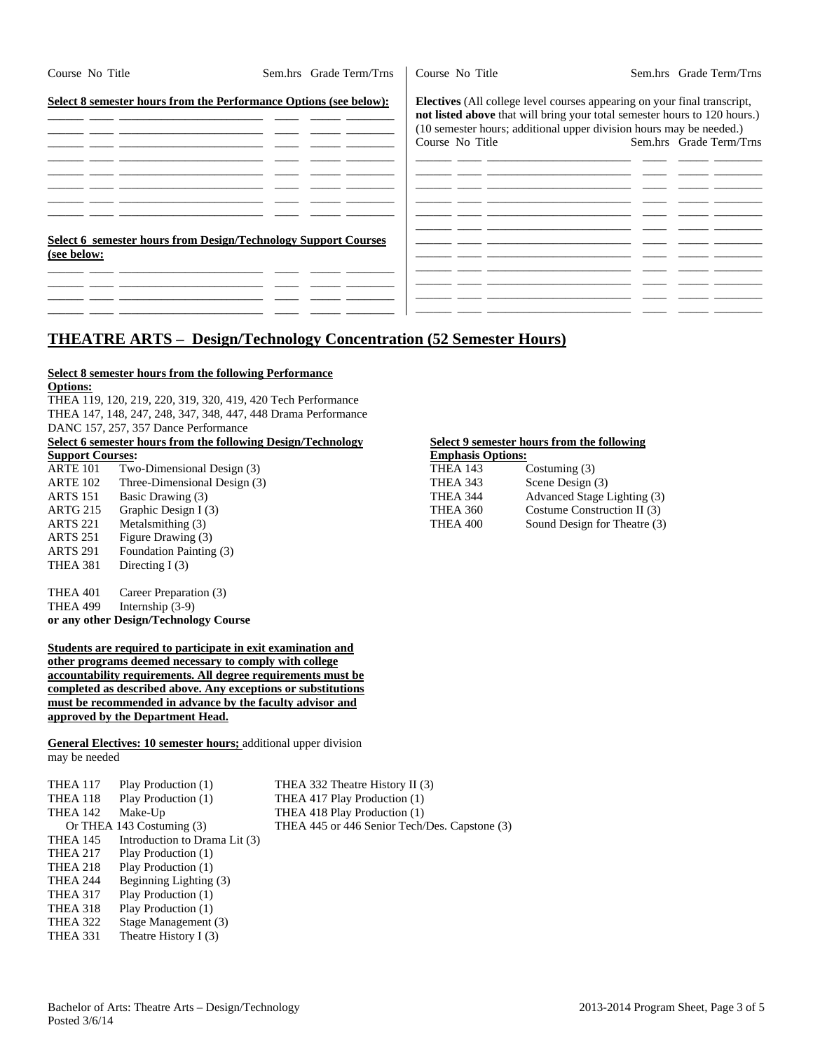| Course No Title | Sem.hrs | Grade Term/Trns |
|---|---|---|

**Select 8 semester hours from the Performance Options (see below):**

| | | | |
|---|---|---|---|
| | | | |
| | | | |
| | | | |
| | | | |
| | | | |
| | | | |
| | | | |
| | | | |

**Select 6 semester hours from Design/Technology Support Courses (see below:**

| | | | |
|---|---|---|---|
| | | | |
| | | | |
| | | | |
| | | | |

| Course No Title | Sem.hrs | Grade Term/Trns |
|---|---|---|

**Electives** (All college level courses appearing on your final transcript, **not listed above** that will bring your total semester hours to 120 hours.) (10 semester hours; additional upper division hours may be needed.)

| Course No Title | Sem.hrs | Grade Term/Trns |
|---|---|---|
| | | |
| | | |
| | | |
| | | |
| | | |
| | | |
| | | |
| | | |
| | | |
| | | |
| | | |

## THEATRE ARTS – Design/Technology Concentration (52 Semester Hours)

**Select 8 semester hours from the following Performance Options:**

THEA 119, 120, 219, 220, 319, 320, 419, 420 Tech Performance
THEA 147, 148, 247, 248, 347, 348, 447, 448 Drama Performance
DANC 157, 257, 357 Dance Performance

**Select 6 semester hours from the following Design/Technology Support Courses:**

| | |
|---|---|
| ARTE 101 | Two-Dimensional Design (3) |
| ARTE 102 | Three-Dimensional Design (3) |
| ARTS 151 | Basic Drawing (3) |
| ARTG 215 | Graphic Design I (3) |
| ARTS 221 | Metalsmithing (3) |
| ARTS 251 | Figure Drawing (3) |
| ARTS 291 | Foundation Painting (3) |
| THEA 381 | Directing I (3) |
| THEA 401 | Career Preparation (3) |
| THEA 499 | Internship (3-9) |

**or any other Design/Technology Course**

**Select 9 semester hours from the following Emphasis Options:**

| | |
|---|---|
| THEA 143 | Costuming (3) |
| THEA 343 | Scene Design (3) |
| THEA 344 | Advanced Stage Lighting (3) |
| THEA 360 | Costume Construction II (3) |
| THEA 400 | Sound Design for Theatre (3) |

**Students are required to participate in exit examination and other programs deemed necessary to comply with college accountability requirements. All degree requirements must be completed as described above. Any exceptions or substitutions must be recommended in advance by the faculty advisor and approved by the Department Head.**

**General Electives: 10 semester hours;** additional upper division may be needed

| | |
|---|---|
| THEA 117 | Play Production (1) |
| THEA 118 | Play Production (1) |
| THEA 142 | Make-Up Or THEA 143 Costuming (3) |
| THEA 145 | Introduction to Drama Lit (3) |
| THEA 217 | Play Production (1) |
| THEA 218 | Play Production (1) |
| THEA 244 | Beginning Lighting (3) |
| THEA 317 | Play Production (1) |
| THEA 318 | Play Production (1) |
| THEA 322 | Stage Management (3) |
| THEA 331 | Theatre History I (3) |

THEA 332 Theatre History II (3)
THEA 417 Play Production (1)
THEA 418 Play Production (1)
THEA 445 or 446 Senior Tech/Des. Capstone (3)

Bachelor of Arts: Theatre Arts – Design/Technology
Posted 3/6/14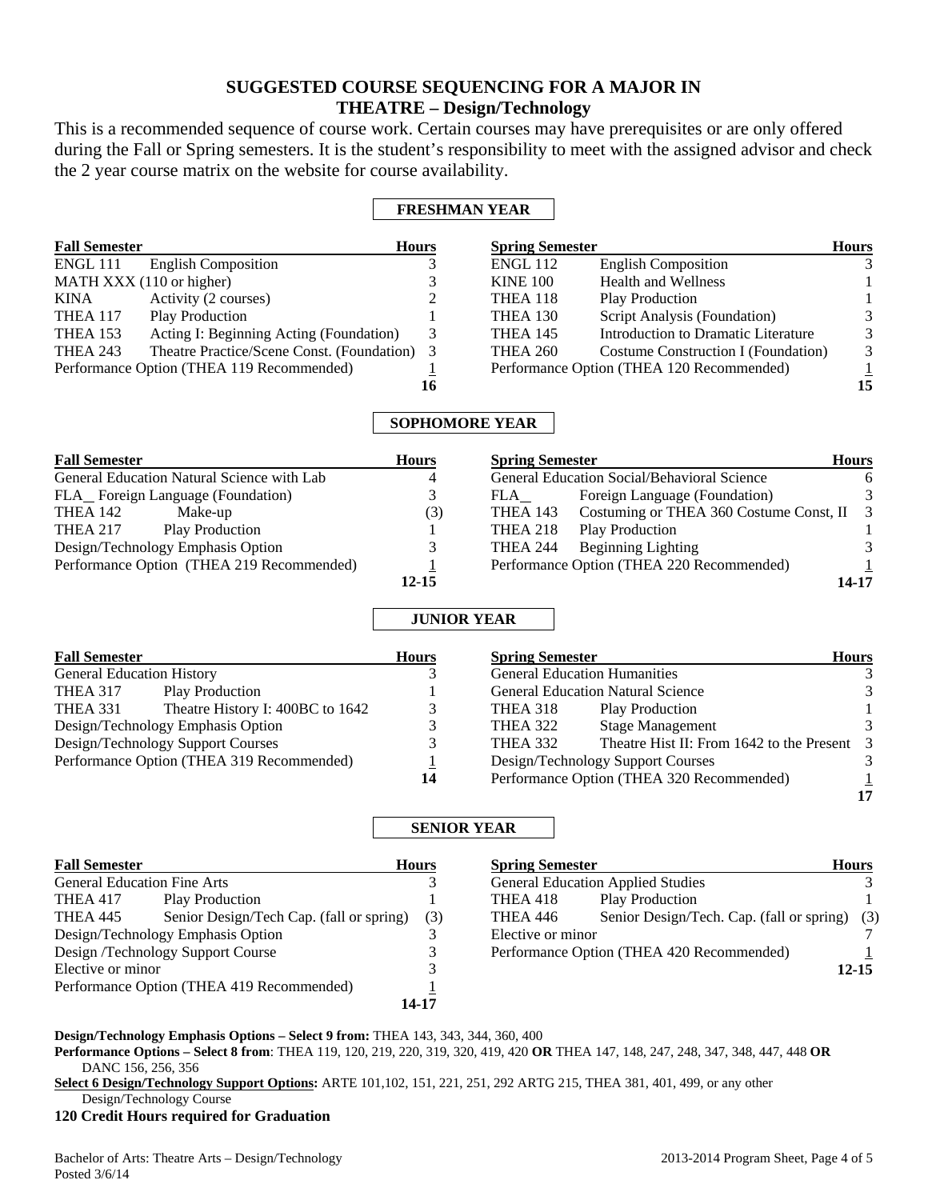# SUGGESTED COURSE SEQUENCING FOR A MAJOR IN THEATRE – Design/Technology

This is a recommended sequence of course work. Certain courses may have prerequisites or are only offered during the Fall or Spring semesters. It is the student's responsibility to meet with the assigned advisor and check the 2 year course matrix on the website for course availability.

## FRESHMAN YEAR

| Fall Semester | | Hours | Spring Semester | | Hours |
|---|---|---|---|---|---|
| ENGL 111 | English Composition | 3 | ENGL 112 | English Composition | 3 |
| MATH XXX (110 or higher) | | 3 | KINE 100 | Health and Wellness | 1 |
| KINA | Activity (2 courses) | 2 | THEA 118 | Play Production | 1 |
| THEA 117 | Play Production | 1 | THEA 130 | Script Analysis (Foundation) | 3 |
| THEA 153 | Acting I: Beginning Acting (Foundation) | 3 | THEA 145 | Introduction to Dramatic Literature | 3 |
| THEA 243 | Theatre Practice/Scene Const. (Foundation) | 3 | THEA 260 | Costume Construction I (Foundation) | 3 |
| Performance Option (THEA 119 Recommended) | | 1 | Performance Option (THEA 120 Recommended) | | 1 |
| | | **16** | | | **15** |

## SOPHOMORE YEAR

| Fall Semester | | Hours | Spring Semester | | Hours |
|---|---|---|---|---|---|
| General Education Natural Science with Lab | | 4 | General Education Social/Behavioral Science | | 6 |
| FLA__ Foreign Language (Foundation) | | 3 | FLA__ | Foreign Language (Foundation) | 3 |
| THEA 142 | Make-up | (3) | THEA 143 | Costuming or THEA 360 Costume Const, II | 3 |
| THEA 217 | Play Production | 1 | THEA 218 | Play Production | 1 |
| Design/Technology Emphasis Option | | 3 | THEA 244 | Beginning Lighting | 3 |
| Performance Option (THEA 219 Recommended) | | 1 | Performance Option (THEA 220 Recommended) | | 1 |
| | | **12-15** | | | **14-17** |

## JUNIOR YEAR

| Fall Semester | | Hours | Spring Semester | | Hours |
|---|---|---|---|---|---|
| General Education History | | 3 | General Education Humanities | | 3 |
| THEA 317 | Play Production | 1 | General Education Natural Science | | 3 |
| THEA 331 | Theatre History I: 400BC to 1642 | 3 | THEA 318 | Play Production | 1 |
| Design/Technology Emphasis Option | | 3 | THEA 322 | Stage Management | 3 |
| Design/Technology Support Courses | | 3 | THEA 332 | Theatre Hist II: From 1642 to the Present | 3 |
| Performance Option (THEA 319 Recommended) | | 1 | Design/Technology Support Courses | | 3 |
| | | **14** | Performance Option (THEA 320 Recommended) | | 1 |
| | | | | | **17** |

## SENIOR YEAR

| Fall Semester | | Hours | Spring Semester | | Hours |
|---|---|---|---|---|---|
| General Education Fine Arts | | 3 | General Education Applied Studies | | 3 |
| THEA 417 | Play Production | 1 | THEA 418 | Play Production | 1 |
| THEA 445 | Senior Design/Tech Cap. (fall or spring) | (3) | THEA 446 | Senior Design/Tech. Cap. (fall or spring) | (3) |
| Design/Technology Emphasis Option | | 3 | Elective or minor | | 7 |
| Design /Technology Support Course | | 3 | Performance Option (THEA 420 Recommended) | | 1 |
| Elective or minor | | 3 | | | **12-15** |
| Performance Option (THEA 419 Recommended) | | 1 | | | |
| | | **14-17** | | | |

**Design/Technology Emphasis Options – Select 9 from:** THEA 143, 343, 344, 360, 400

**Performance Options – Select 8 from**: THEA 119, 120, 219, 220, 319, 320, 419, 420 **OR** THEA 147, 148, 247, 248, 347, 348, 447, 448 **OR** DANC 156, 256, 356

**Select 6 Design/Technology Support Options:** ARTE 101,102, 151, 221, 251, 292 ARTG 215, THEA 381, 401, 499, or any other Design/Technology Course

**120 Credit Hours required for Graduation**

Bachelor of Arts: Theatre Arts – Design/Technology
Posted 3/6/14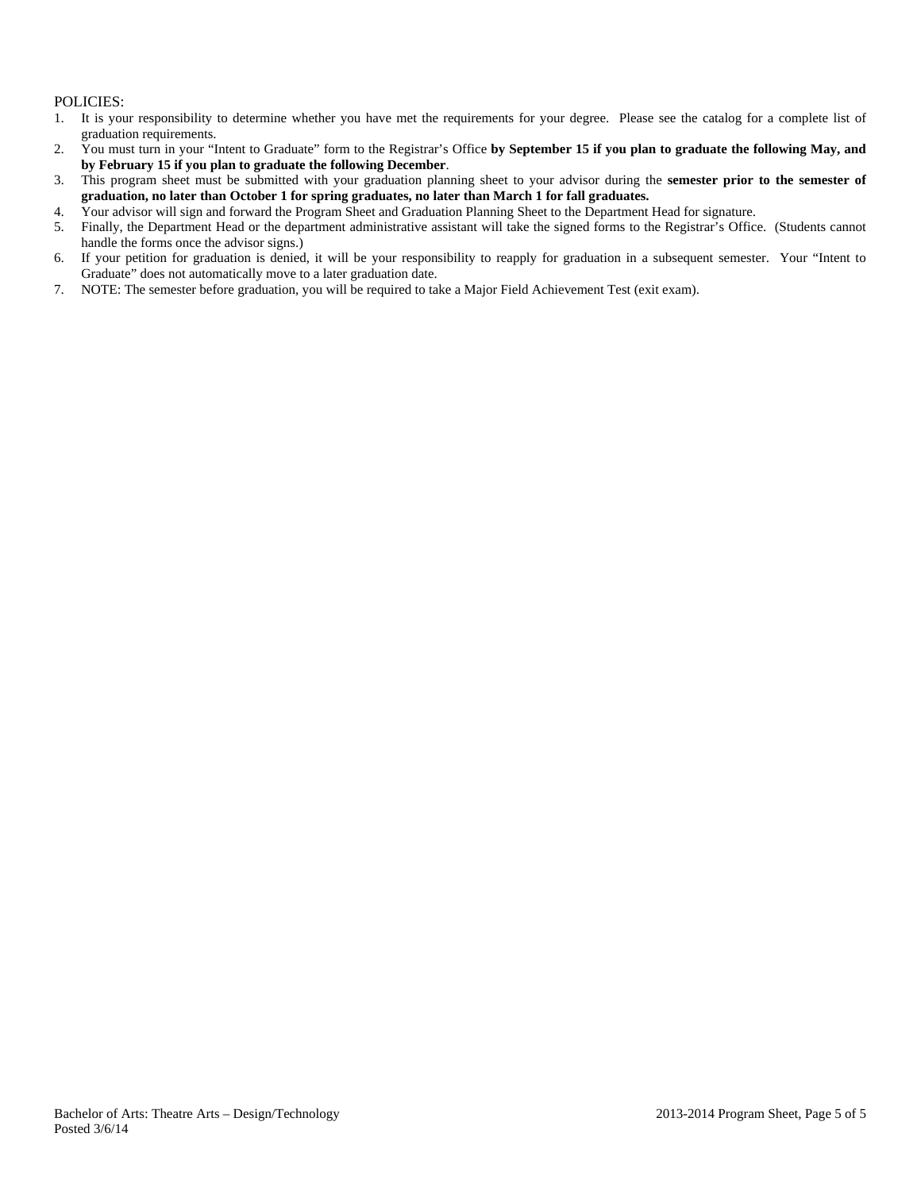POLICIES:

1. It is your responsibility to determine whether you have met the requirements for your degree. Please see the catalog for a complete list of graduation requirements.
2. You must turn in your "Intent to Graduate" form to the Registrar's Office **by September 15 if you plan to graduate the following May, and by February 15 if you plan to graduate the following December**.
3. This program sheet must be submitted with your graduation planning sheet to your advisor during the **semester prior to the semester of graduation, no later than October 1 for spring graduates, no later than March 1 for fall graduates.**
4. Your advisor will sign and forward the Program Sheet and Graduation Planning Sheet to the Department Head for signature.
5. Finally, the Department Head or the department administrative assistant will take the signed forms to the Registrar's Office. (Students cannot handle the forms once the advisor signs.)
6. If your petition for graduation is denied, it will be your responsibility to reapply for graduation in a subsequent semester. Your "Intent to Graduate" does not automatically move to a later graduation date.
7. NOTE: The semester before graduation, you will be required to take a Major Field Achievement Test (exit exam).